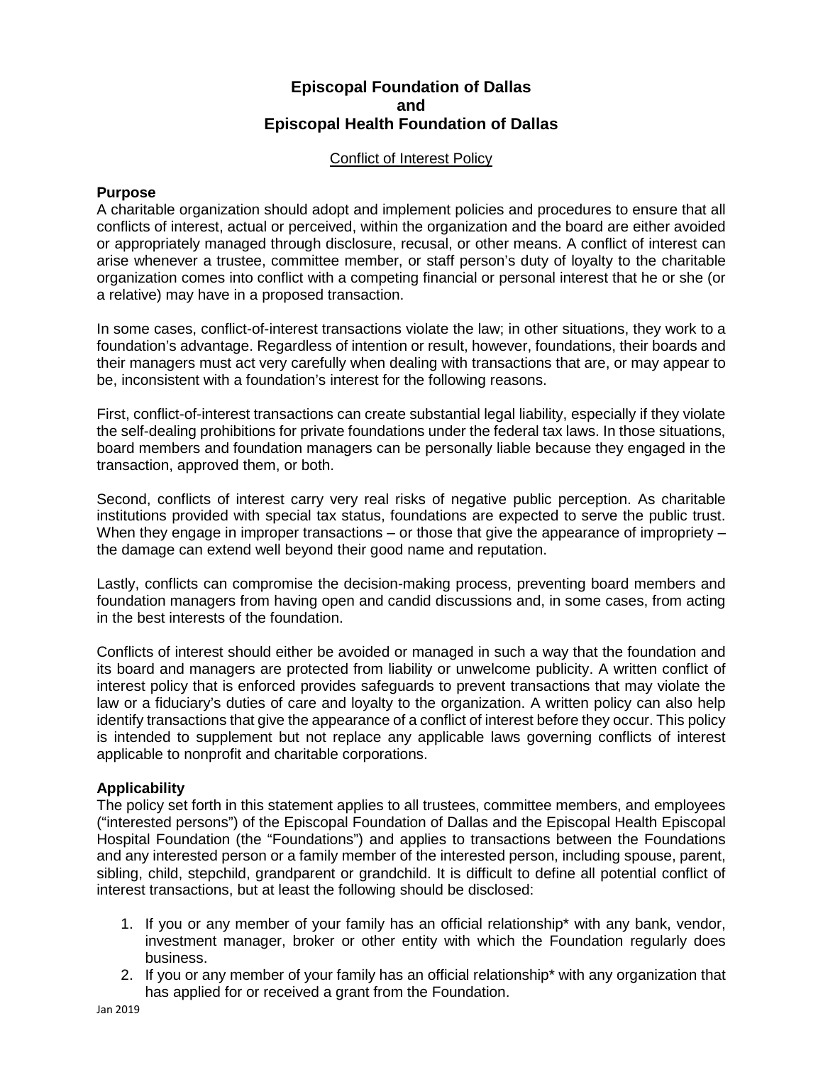# Episcopal Foundation of Dallas
# and
# Episcopal Health Foundation of Dallas

Conflict of Interest Policy

**Purpose**

A charitable organization should adopt and implement policies and procedures to ensure that all conflicts of interest, actual or perceived, within the organization and the board are either avoided or appropriately managed through disclosure, recusal, or other means. A conflict of interest can arise whenever a trustee, committee member, or staff person's duty of loyalty to the charitable organization comes into conflict with a competing financial or personal interest that he or she (or a relative) may have in a proposed transaction.

In some cases, conflict-of-interest transactions violate the law; in other situations, they work to a foundation's advantage. Regardless of intention or result, however, foundations, their boards and their managers must act very carefully when dealing with transactions that are, or may appear to be, inconsistent with a foundation's interest for the following reasons.

First, conflict-of-interest transactions can create substantial legal liability, especially if they violate the self-dealing prohibitions for private foundations under the federal tax laws. In those situations, board members and foundation managers can be personally liable because they engaged in the transaction, approved them, or both.

Second, conflicts of interest carry very real risks of negative public perception. As charitable institutions provided with special tax status, foundations are expected to serve the public trust. When they engage in improper transactions – or those that give the appearance of impropriety – the damage can extend well beyond their good name and reputation.

Lastly, conflicts can compromise the decision-making process, preventing board members and foundation managers from having open and candid discussions and, in some cases, from acting in the best interests of the foundation.

Conflicts of interest should either be avoided or managed in such a way that the foundation and its board and managers are protected from liability or unwelcome publicity. A written conflict of interest policy that is enforced provides safeguards to prevent transactions that may violate the law or a fiduciary's duties of care and loyalty to the organization. A written policy can also help identify transactions that give the appearance of a conflict of interest before they occur. This policy is intended to supplement but not replace any applicable laws governing conflicts of interest applicable to nonprofit and charitable corporations.

**Applicability**

The policy set forth in this statement applies to all trustees, committee members, and employees ("interested persons") of the Episcopal Foundation of Dallas and the Episcopal Health Episcopal Hospital Foundation (the "Foundations") and applies to transactions between the Foundations and any interested person or a family member of the interested person, including spouse, parent, sibling, child, stepchild, grandparent or grandchild. It is difficult to define all potential conflict of interest transactions, but at least the following should be disclosed:

1. If you or any member of your family has an official relationship* with any bank, vendor, investment manager, broker or other entity with which the Foundation regularly does business.
2. If you or any member of your family has an official relationship* with any organization that has applied for or received a grant from the Foundation.

Jan 2019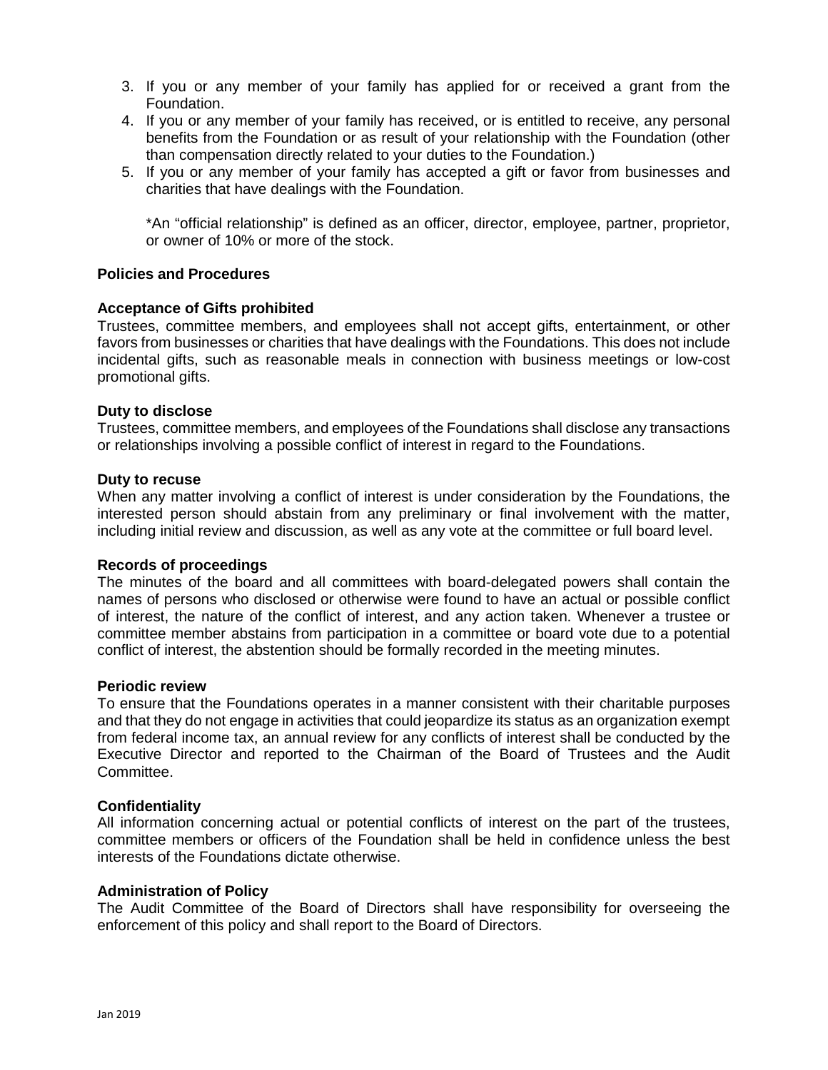3. If you or any member of your family has applied for or received a grant from the Foundation.
4. If you or any member of your family has received, or is entitled to receive, any personal benefits from the Foundation or as result of your relationship with the Foundation (other than compensation directly related to your duties to the Foundation.)
5. If you or any member of your family has accepted a gift or favor from businesses and charities that have dealings with the Foundation.

   *An "official relationship" is defined as an officer, director, employee, partner, proprietor, or owner of 10% or more of the stock.

**Policies and Procedures**

**Acceptance of Gifts prohibited**
Trustees, committee members, and employees shall not accept gifts, entertainment, or other favors from businesses or charities that have dealings with the Foundations. This does not include incidental gifts, such as reasonable meals in connection with business meetings or low-cost promotional gifts.

**Duty to disclose**
Trustees, committee members, and employees of the Foundations shall disclose any transactions or relationships involving a possible conflict of interest in regard to the Foundations.

**Duty to recuse**
When any matter involving a conflict of interest is under consideration by the Foundations, the interested person should abstain from any preliminary or final involvement with the matter, including initial review and discussion, as well as any vote at the committee or full board level.

**Records of proceedings**
The minutes of the board and all committees with board-delegated powers shall contain the names of persons who disclosed or otherwise were found to have an actual or possible conflict of interest, the nature of the conflict of interest, and any action taken. Whenever a trustee or committee member abstains from participation in a committee or board vote due to a potential conflict of interest, the abstention should be formally recorded in the meeting minutes.

**Periodic review**
To ensure that the Foundations operates in a manner consistent with their charitable purposes and that they do not engage in activities that could jeopardize its status as an organization exempt from federal income tax, an annual review for any conflicts of interest shall be conducted by the Executive Director and reported to the Chairman of the Board of Trustees and the Audit Committee.

**Confidentiality**
All information concerning actual or potential conflicts of interest on the part of the trustees, committee members or officers of the Foundation shall be held in confidence unless the best interests of the Foundations dictate otherwise.

**Administration of Policy**
The Audit Committee of the Board of Directors shall have responsibility for overseeing the enforcement of this policy and shall report to the Board of Directors.

Jan 2019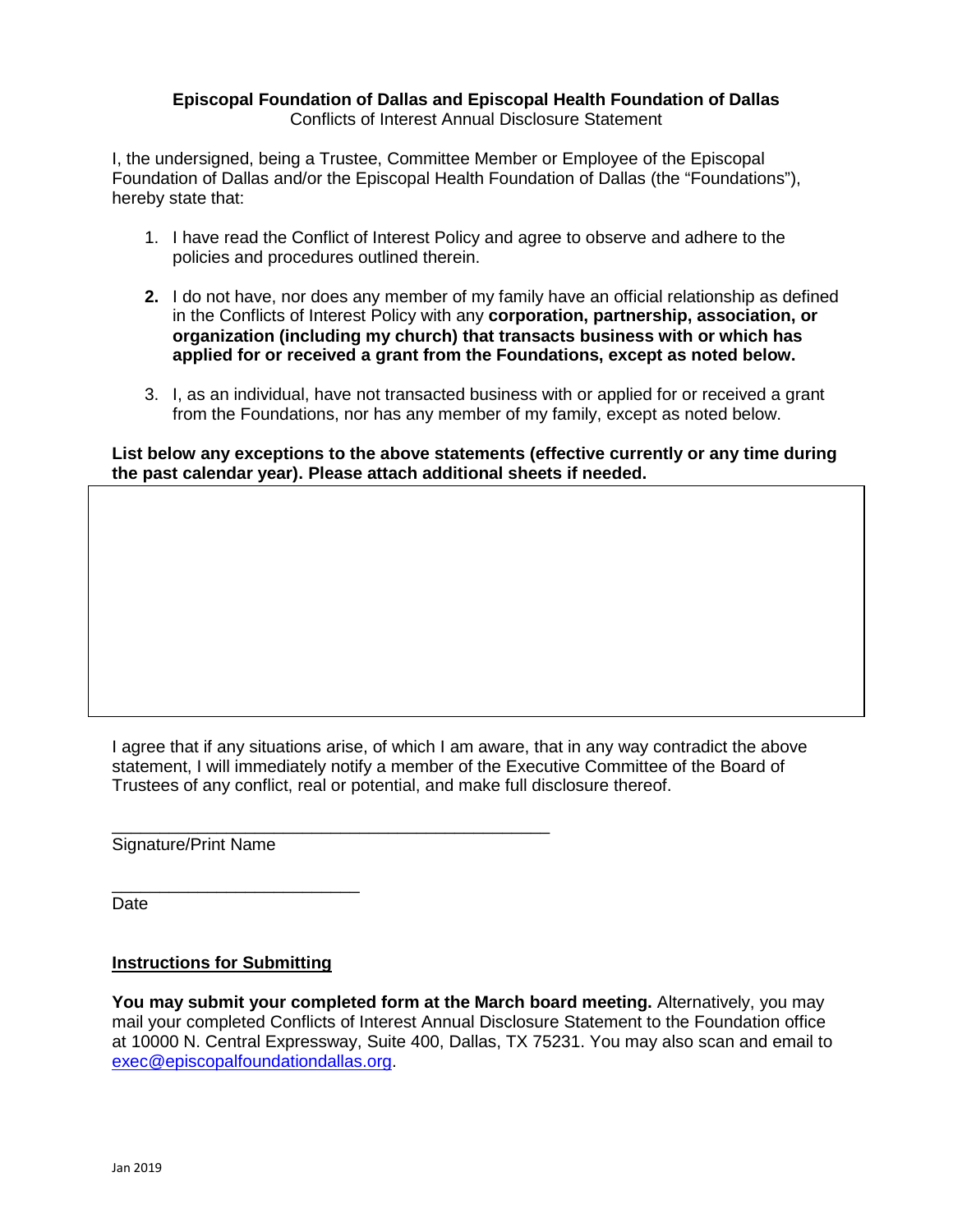**Episcopal Foundation of Dallas and Episcopal Health Foundation of Dallas**
Conflicts of Interest Annual Disclosure Statement

I, the undersigned, being a Trustee, Committee Member or Employee of the Episcopal Foundation of Dallas and/or the Episcopal Health Foundation of Dallas (the "Foundations"), hereby state that:

1. I have read the Conflict of Interest Policy and agree to observe and adhere to the policies and procedures outlined therein.

2. I do not have, nor does any member of my family have an official relationship as defined in the Conflicts of Interest Policy with any **corporation, partnership, association, or organization (including my church) that transacts business with or which has applied for or received a grant from the Foundations, except as noted below.**

3. I, as an individual, have not transacted business with or applied for or received a grant from the Foundations, nor has any member of my family, except as noted below.

**List below any exceptions to the above statements (effective currently or any time during the past calendar year). Please attach additional sheets if needed.**

| |
|---|
| |

I agree that if any situations arise, of which I am aware, that in any way contradict the above statement, I will immediately notify a member of the Executive Committee of the Board of Trustees of any conflict, real or potential, and make full disclosure thereof.

\_\_\_\_\_\_\_\_\_\_\_\_\_\_\_\_\_\_\_\_\_\_\_\_\_\_\_\_\_\_\_\_\_\_\_\_\_\_\_\_\_\_\_\_
Signature/Print Name

\_\_\_\_\_\_\_\_\_\_\_\_\_\_\_\_\_\_\_\_\_\_\_\_\_
Date

**Instructions for Submitting**

**You may submit your completed form at the March board meeting.** Alternatively, you may mail your completed Conflicts of Interest Annual Disclosure Statement to the Foundation office at 10000 N. Central Expressway, Suite 400, Dallas, TX 75231. You may also scan and email to exec@episcopalfoundationdallas.org.

Jan 2019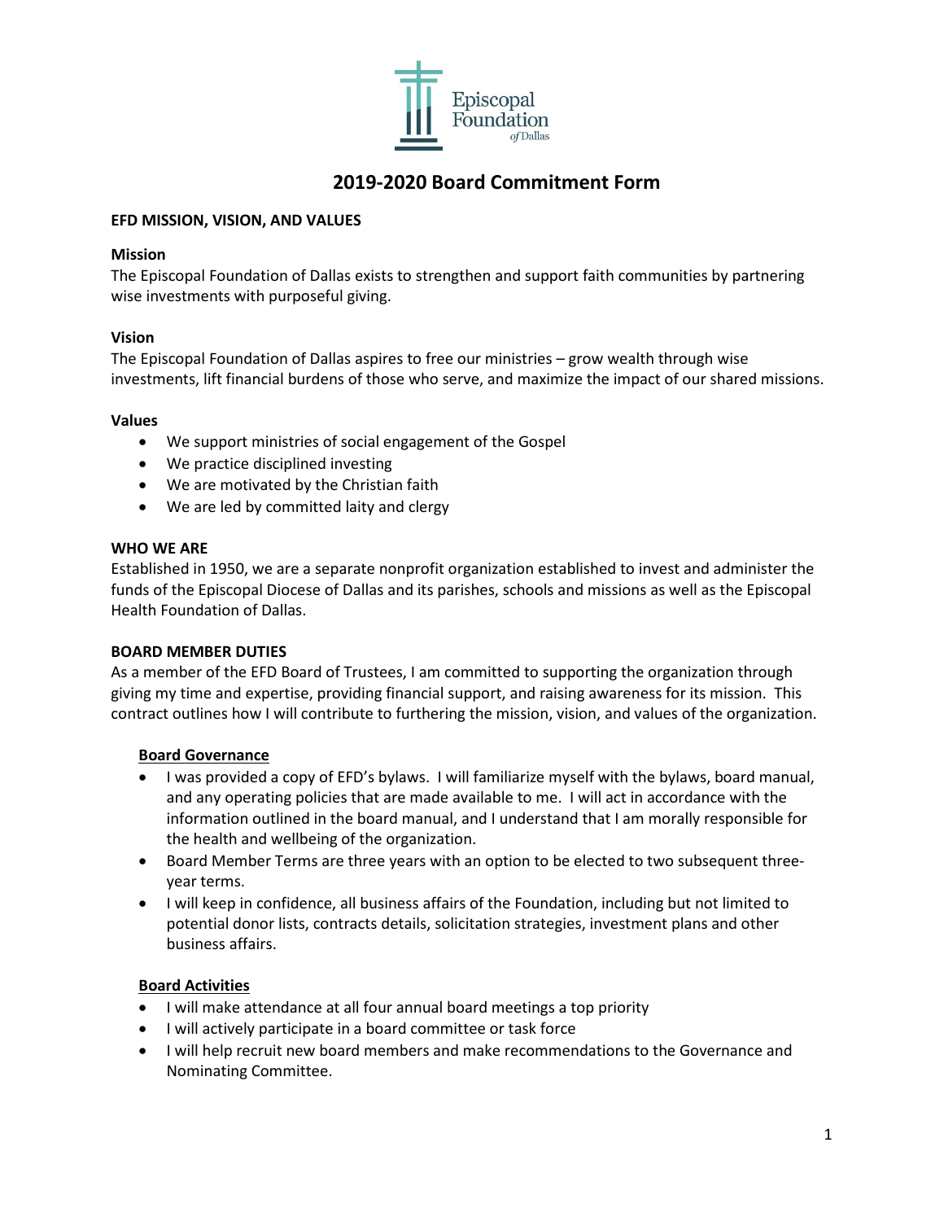# 2019-2020 Board Commitment Form

**EFD MISSION, VISION, AND VALUES**

**Mission**
The Episcopal Foundation of Dallas exists to strengthen and support faith communities by partnering wise investments with purposeful giving.

**Vision**
The Episcopal Foundation of Dallas aspires to free our ministries – grow wealth through wise investments, lift financial burdens of those who serve, and maximize the impact of our shared missions.

**Values**

- We support ministries of social engagement of the Gospel
- We practice disciplined investing
- We are motivated by the Christian faith
- We are led by committed laity and clergy

**WHO WE ARE**
Established in 1950, we are a separate nonprofit organization established to invest and administer the funds of the Episcopal Diocese of Dallas and its parishes, schools and missions as well as the Episcopal Health Foundation of Dallas.

**BOARD MEMBER DUTIES**
As a member of the EFD Board of Trustees, I am committed to supporting the organization through giving my time and expertise, providing financial support, and raising awareness for its mission. This contract outlines how I will contribute to furthering the mission, vision, and values of the organization.

**Board Governance**

- I was provided a copy of EFD's bylaws. I will familiarize myself with the bylaws, board manual, and any operating policies that are made available to me. I will act in accordance with the information outlined in the board manual, and I understand that I am morally responsible for the health and wellbeing of the organization.
- Board Member Terms are three years with an option to be elected to two subsequent three-year terms.
- I will keep in confidence, all business affairs of the Foundation, including but not limited to potential donor lists, contracts details, solicitation strategies, investment plans and other business affairs.

**Board Activities**

- I will make attendance at all four annual board meetings a top priority
- I will actively participate in a board committee or task force
- I will help recruit new board members and make recommendations to the Governance and Nominating Committee.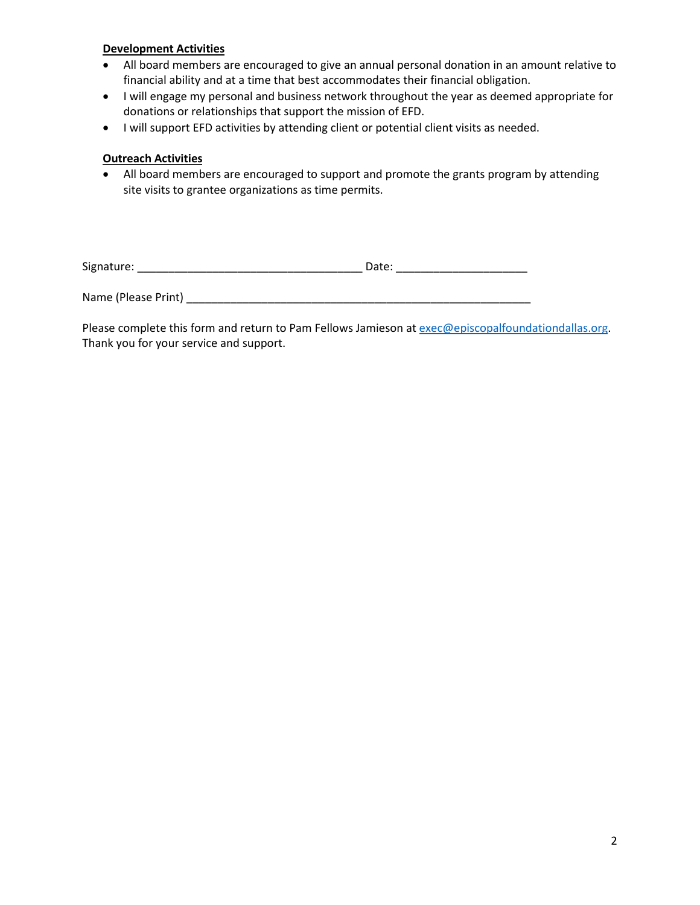**Development Activities**

- All board members are encouraged to give an annual personal donation in an amount relative to financial ability and at a time that best accommodates their financial obligation.
- I will engage my personal and business network throughout the year as deemed appropriate for donations or relationships that support the mission of EFD.
- I will support EFD activities by attending client or potential client visits as needed.

**Outreach Activities**

- All board members are encouraged to support and promote the grants program by attending site visits to grantee organizations as time permits.

Signature: ___________________________________ Date: ____________________

Name (Please Print) ______________________________________________________

Please complete this form and return to Pam Fellows Jamieson at exec@episcopalfoundationdallas.org. Thank you for your service and support.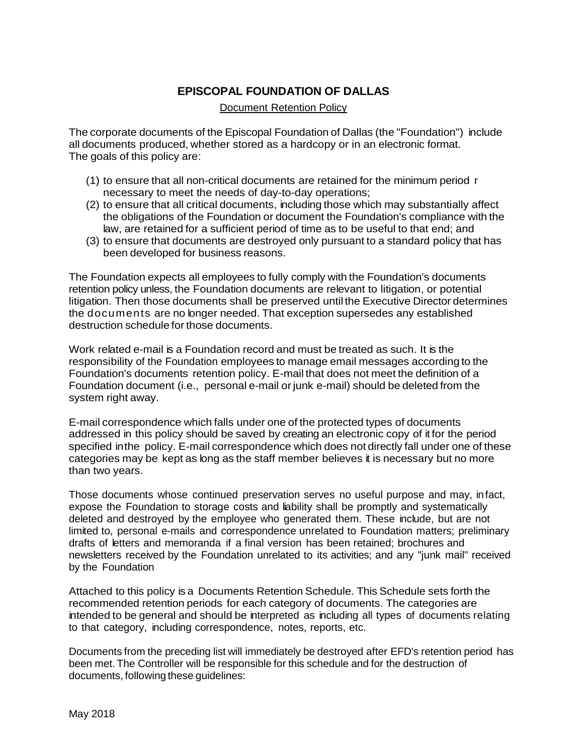# EPISCOPAL FOUNDATION OF DALLAS

Document Retention Policy

The corporate documents of the Episcopal Foundation of Dallas (the "Foundation") include all documents produced, whether stored as a hardcopy or in an electronic format. The goals of this policy are:

(1) to ensure that all non-critical documents are retained for the minimum period r necessary to meet the needs of day-to-day operations;
(2) to ensure that all critical documents, including those which may substantially affect the obligations of the Foundation or document the Foundation's compliance with the law, are retained for a sufficient period of time as to be useful to that end; and
(3) to ensure that documents are destroyed only pursuant to a standard policy that has been developed for business reasons.

The Foundation expects all employees to fully comply with the Foundation's documents retention policy unless, the Foundation documents are relevant to litigation, or potential litigation. Then those documents shall be preserved until the Executive Director determines the documents are no longer needed. That exception supersedes any established destruction schedule for those documents.

Work related e-mail is a Foundation record and must be treated as such. It is the responsibility of the Foundation employees to manage email messages according to the Foundation's documents retention policy. E-mail that does not meet the definition of a Foundation document (i.e., personal e-mail or junk e-mail) should be deleted from the system right away.

E-mail correspondence which falls under one of the protected types of documents addressed in this policy should be saved by creating an electronic copy of it for the period specified in the policy. E-mail correspondence which does not directly fall under one of these categories may be kept as long as the staff member believes it is necessary but no more than two years.

Those documents whose continued preservation serves no useful purpose and may, in fact, expose the Foundation to storage costs and liability shall be promptly and systematically deleted and destroyed by the employee who generated them. These include, but are not limited to, personal e-mails and correspondence unrelated to Foundation matters; preliminary drafts of letters and memoranda if a final version has been retained; brochures and newsletters received by the Foundation unrelated to its activities; and any "junk mail" received by the Foundation

Attached to this policy is a Documents Retention Schedule. This Schedule sets forth the recommended retention periods for each category of documents. The categories are intended to be general and should be interpreted as including all types of documents relating to that category, including correspondence, notes, reports, etc.

Documents from the preceding list will immediately be destroyed after EFD's retention period has been met. The Controller will be responsible for this schedule and for the destruction of documents, following these guidelines:

May 2018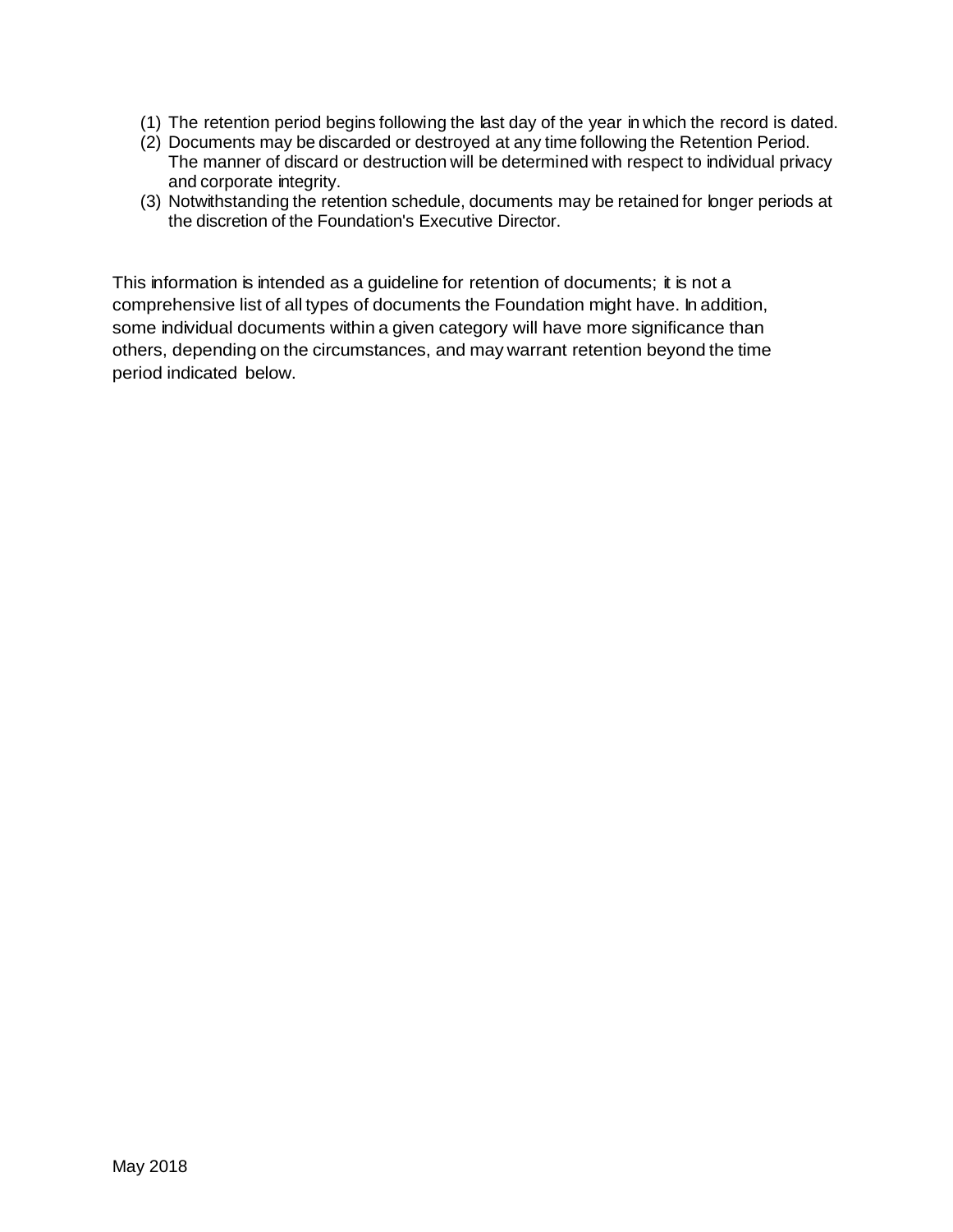(1) The retention period begins following the last day of the year in which the record is dated.
(2) Documents may be discarded or destroyed at any time following the Retention Period. The manner of discard or destruction will be determined with respect to individual privacy and corporate integrity.
(3) Notwithstanding the retention schedule, documents may be retained for longer periods at the discretion of the Foundation's Executive Director.

This information is intended as a guideline for retention of documents; it is not a comprehensive list of all types of documents the Foundation might have. In addition, some individual documents within a given category will have more significance than others, depending on the circumstances, and may warrant retention beyond the time period indicated below.

May 2018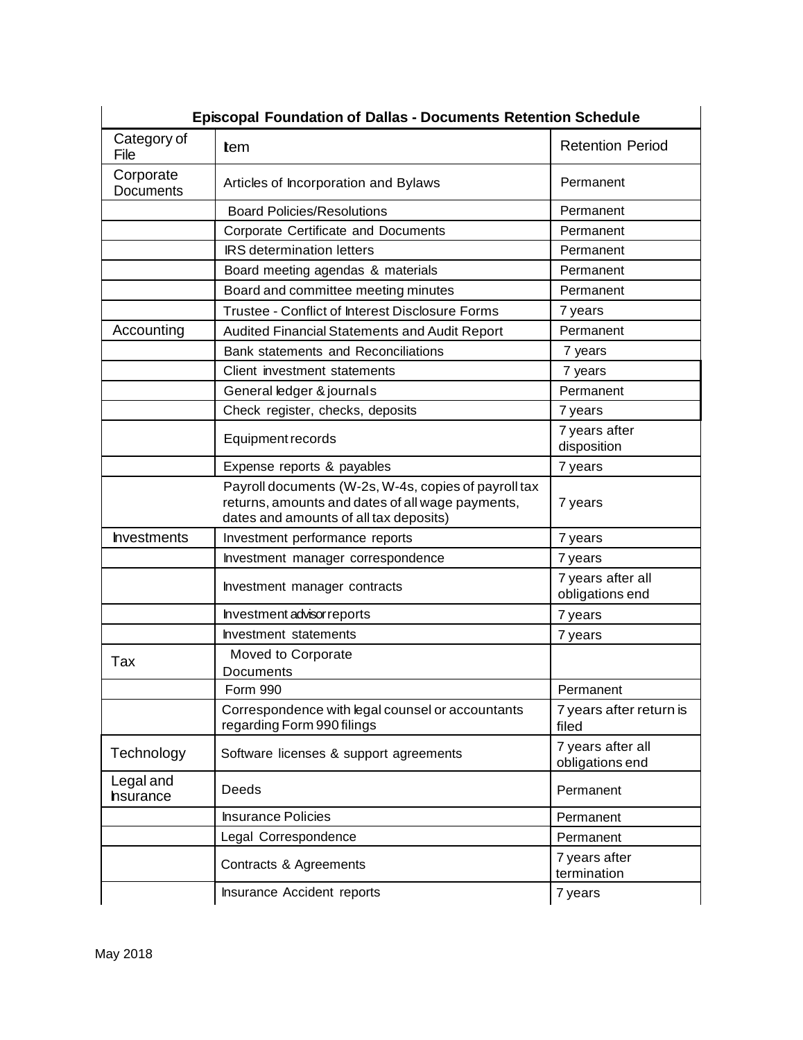| Episcopal Foundation of Dallas - Documents Retention Schedule | | |
|---|---|---|
| Category of File | Item | Retention Period |
| Corporate Documents | Articles of Incorporation and Bylaws | Permanent |
| | Board Policies/Resolutions | Permanent |
| | Corporate Certificate and Documents | Permanent |
| | IRS determination letters | Permanent |
| | Board meeting agendas & materials | Permanent |
| | Board and committee meeting minutes | Permanent |
| | Trustee - Conflict of Interest Disclosure Forms | 7 years |
| Accounting | Audited Financial Statements and Audit Report | Permanent |
| | Bank statements and Reconciliations | 7 years |
| | Client investment statements | 7 years |
| | General ledger & journals | Permanent |
| | Check register, checks, deposits | 7 years |
| | Equipment records | 7 years after disposition |
| | Expense reports & payables | 7 years |
| | Payroll documents (W-2s, W-4s, copies of payroll tax returns, amounts and dates of all wage payments, dates and amounts of all tax deposits) | 7 years |
| Investments | Investment performance reports | 7 years |
| | Investment manager correspondence | 7 years |
| | Investment manager contracts | 7 years after all obligations end |
| | Investment advisor reports | 7 years |
| | Investment statements | 7 years |
| Tax | Moved to Corporate Documents | |
| | Form 990 | Permanent |
| | Correspondence with legal counsel or accountants regarding Form 990 filings | 7 years after return is filed |
| Technology | Software licenses & support agreements | 7 years after all obligations end |
| Legal and Insurance | Deeds | Permanent |
| | Insurance Policies | Permanent |
| | Legal Correspondence | Permanent |
| | Contracts & Agreements | 7 years after termination |
| | Insurance Accident reports | 7 years |

May 2018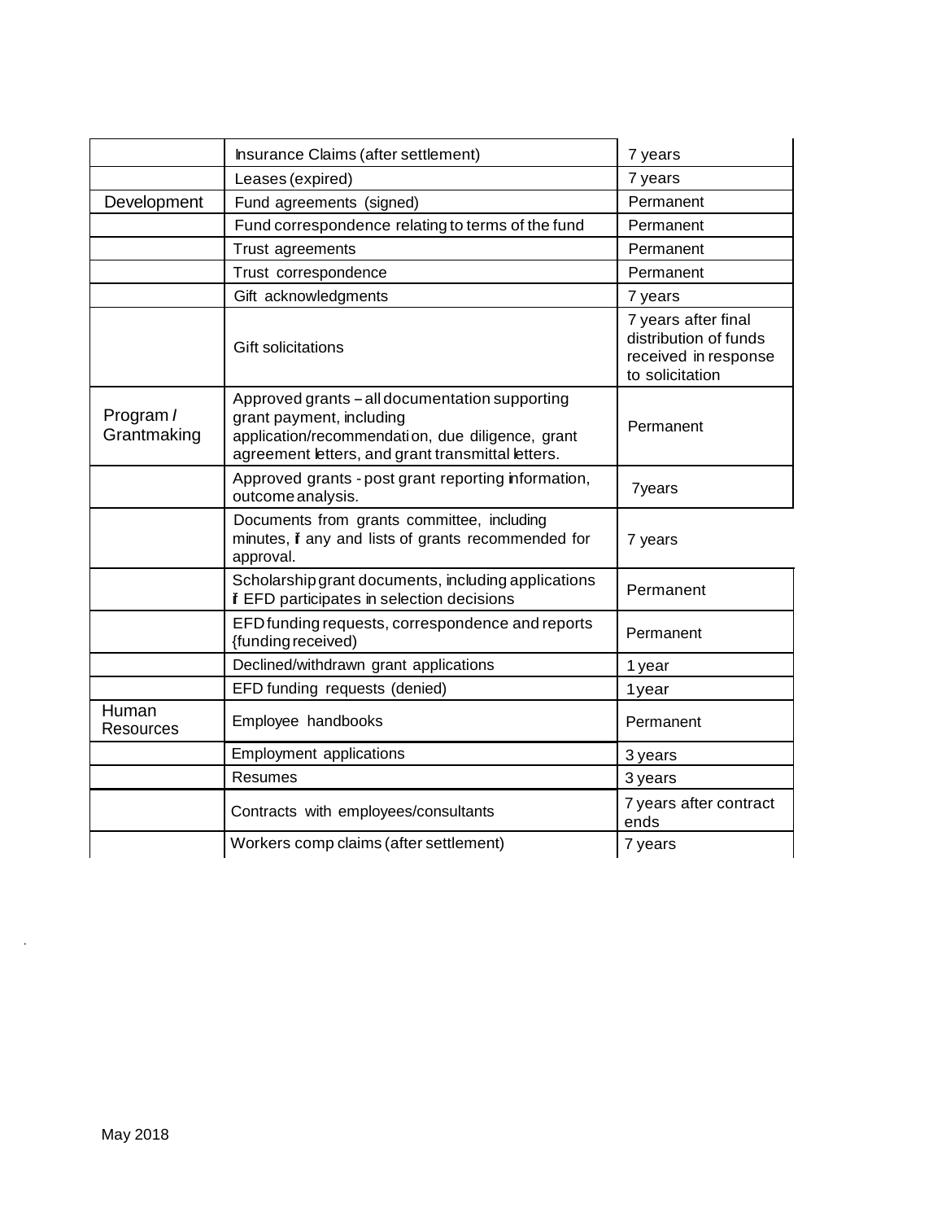| | | |
|---|---|---|
| | Insurance Claims (after settlement) | 7 years |
| | Leases (expired) | 7 years |
| Development | Fund agreements (signed) | Permanent |
| | Fund correspondence relating to terms of the fund | Permanent |
| | Trust agreements | Permanent |
| | Trust correspondence | Permanent |
| | Gift acknowledgments | 7 years |
| | Gift solicitations | 7 years after final distribution of funds received in response to solicitation |
| Program / Grantmaking | Approved grants – all documentation supporting grant payment, including application/recommendation, due diligence, grant agreement letters, and grant transmittal letters. | Permanent |
| | Approved grants - post grant reporting information, outcome analysis. | 7years |
| | Documents from grants committee, including minutes, if any and lists of grants recommended for approval. | 7 years |
| | Scholarship grant documents, including applications if EFD participates in selection decisions | Permanent |
| | EFD funding requests, correspondence and reports {funding received) | Permanent |
| | Declined/withdrawn grant applications | 1 year |
| | EFD funding requests (denied) | 1year |
| Human Resources | Employee handbooks | Permanent |
| | Employment applications | 3 years |
| | Resumes | 3 years |
| | Contracts with employees/consultants | 7 years after contract ends |
| | Workers comp claims (after settlement) | 7 years |

May 2018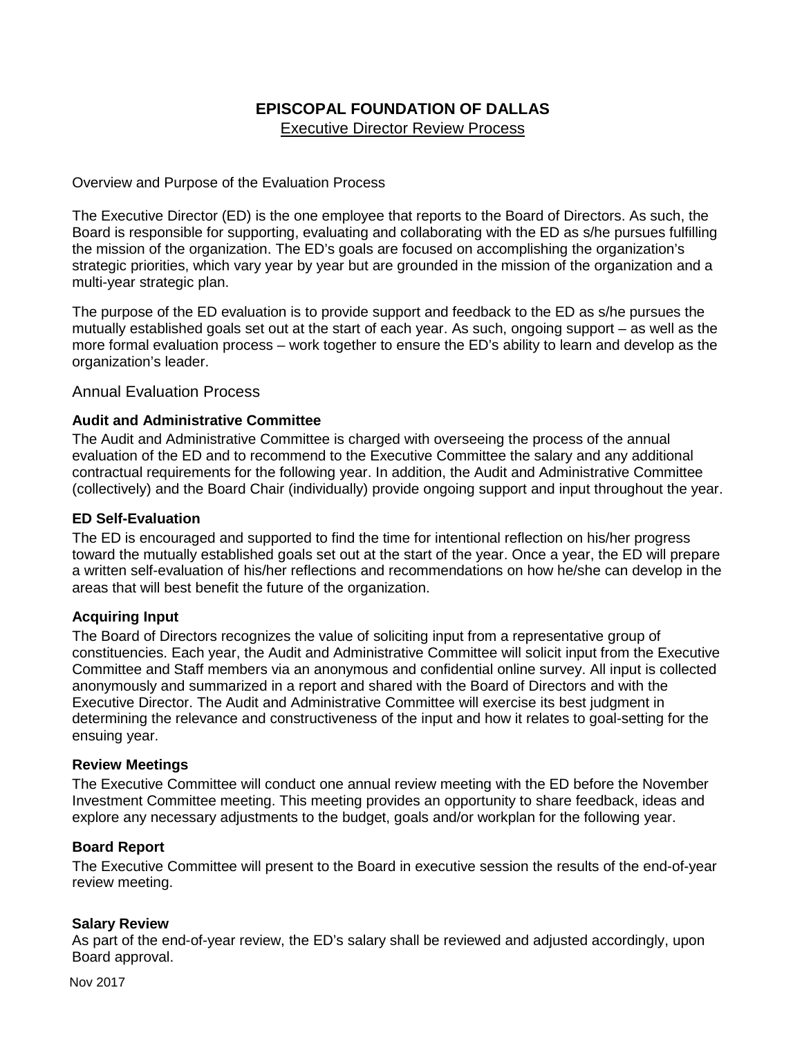# EPISCOPAL FOUNDATION OF DALLAS

Executive Director Review Process

Overview and Purpose of the Evaluation Process

The Executive Director (ED) is the one employee that reports to the Board of Directors. As such, the Board is responsible for supporting, evaluating and collaborating with the ED as s/he pursues fulfilling the mission of the organization. The ED's goals are focused on accomplishing the organization's strategic priorities, which vary year by year but are grounded in the mission of the organization and a multi-year strategic plan.

The purpose of the ED evaluation is to provide support and feedback to the ED as s/he pursues the mutually established goals set out at the start of each year. As such, ongoing support – as well as the more formal evaluation process – work together to ensure the ED's ability to learn and develop as the organization's leader.

## Annual Evaluation Process

**Audit and Administrative Committee**

The Audit and Administrative Committee is charged with overseeing the process of the annual evaluation of the ED and to recommend to the Executive Committee the salary and any additional contractual requirements for the following year. In addition, the Audit and Administrative Committee (collectively) and the Board Chair (individually) provide ongoing support and input throughout the year.

**ED Self-Evaluation**

The ED is encouraged and supported to find the time for intentional reflection on his/her progress toward the mutually established goals set out at the start of the year. Once a year, the ED will prepare a written self-evaluation of his/her reflections and recommendations on how he/she can develop in the areas that will best benefit the future of the organization.

**Acquiring Input**

The Board of Directors recognizes the value of soliciting input from a representative group of constituencies. Each year, the Audit and Administrative Committee will solicit input from the Executive Committee and Staff members via an anonymous and confidential online survey. All input is collected anonymously and summarized in a report and shared with the Board of Directors and with the Executive Director. The Audit and Administrative Committee will exercise its best judgment in determining the relevance and constructiveness of the input and how it relates to goal-setting for the ensuing year.

**Review Meetings**

The Executive Committee will conduct one annual review meeting with the ED before the November Investment Committee meeting. This meeting provides an opportunity to share feedback, ideas and explore any necessary adjustments to the budget, goals and/or workplan for the following year.

**Board Report**

The Executive Committee will present to the Board in executive session the results of the end-of-year review meeting.

**Salary Review**

As part of the end-of-year review, the ED's salary shall be reviewed and adjusted accordingly, upon Board approval.

Nov 2017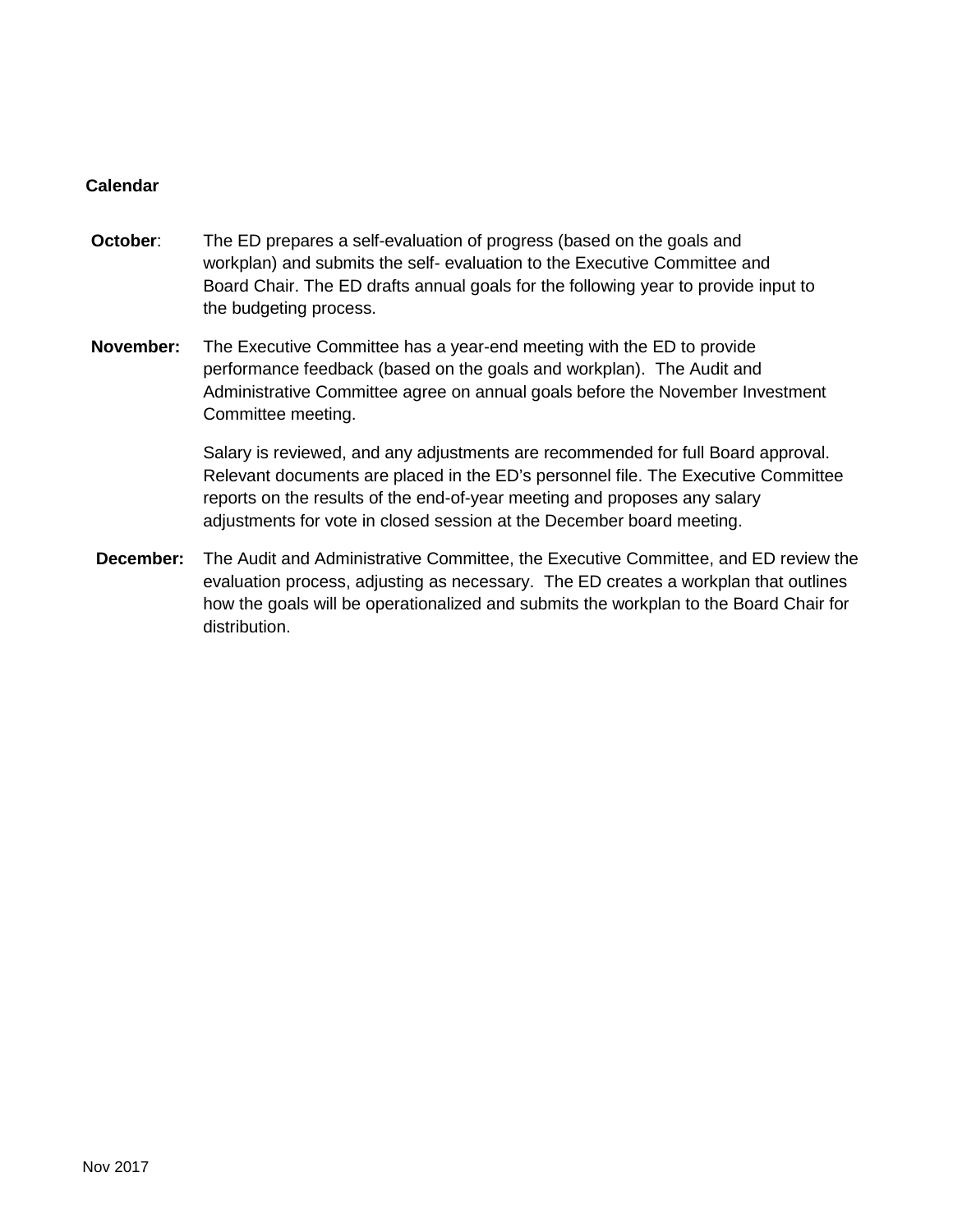**Calendar**

**October**: The ED prepares a self-evaluation of progress (based on the goals and workplan) and submits the self- evaluation to the Executive Committee and Board Chair. The ED drafts annual goals for the following year to provide input to the budgeting process.

**November:** The Executive Committee has a year-end meeting with the ED to provide performance feedback (based on the goals and workplan). The Audit and Administrative Committee agree on annual goals before the November Investment Committee meeting.

Salary is reviewed, and any adjustments are recommended for full Board approval. Relevant documents are placed in the ED's personnel file. The Executive Committee reports on the results of the end-of-year meeting and proposes any salary adjustments for vote in closed session at the December board meeting.

**December:** The Audit and Administrative Committee, the Executive Committee, and ED review the evaluation process, adjusting as necessary. The ED creates a workplan that outlines how the goals will be operationalized and submits the workplan to the Board Chair for distribution.

Nov 2017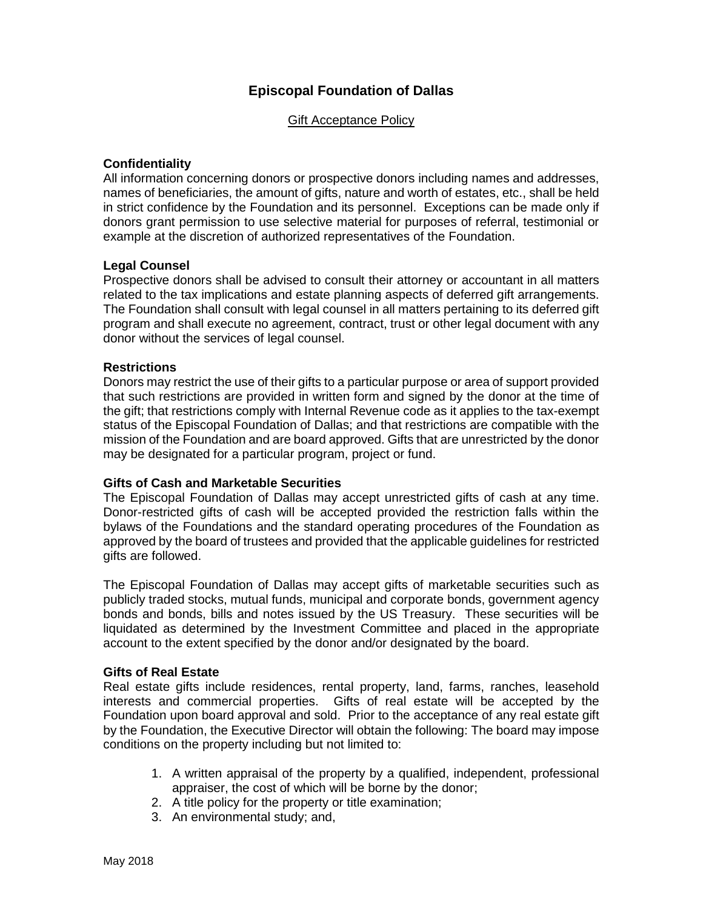# Episcopal Foundation of Dallas

Gift Acceptance Policy

**Confidentiality**
All information concerning donors or prospective donors including names and addresses, names of beneficiaries, the amount of gifts, nature and worth of estates, etc., shall be held in strict confidence by the Foundation and its personnel. Exceptions can be made only if donors grant permission to use selective material for purposes of referral, testimonial or example at the discretion of authorized representatives of the Foundation.

**Legal Counsel**
Prospective donors shall be advised to consult their attorney or accountant in all matters related to the tax implications and estate planning aspects of deferred gift arrangements. The Foundation shall consult with legal counsel in all matters pertaining to its deferred gift program and shall execute no agreement, contract, trust or other legal document with any donor without the services of legal counsel.

**Restrictions**
Donors may restrict the use of their gifts to a particular purpose or area of support provided that such restrictions are provided in written form and signed by the donor at the time of the gift; that restrictions comply with Internal Revenue code as it applies to the tax-exempt status of the Episcopal Foundation of Dallas; and that restrictions are compatible with the mission of the Foundation and are board approved. Gifts that are unrestricted by the donor may be designated for a particular program, project or fund.

**Gifts of Cash and Marketable Securities**
The Episcopal Foundation of Dallas may accept unrestricted gifts of cash at any time. Donor-restricted gifts of cash will be accepted provided the restriction falls within the bylaws of the Foundations and the standard operating procedures of the Foundation as approved by the board of trustees and provided that the applicable guidelines for restricted gifts are followed.

The Episcopal Foundation of Dallas may accept gifts of marketable securities such as publicly traded stocks, mutual funds, municipal and corporate bonds, government agency bonds and bonds, bills and notes issued by the US Treasury. These securities will be liquidated as determined by the Investment Committee and placed in the appropriate account to the extent specified by the donor and/or designated by the board.

**Gifts of Real Estate**
Real estate gifts include residences, rental property, land, farms, ranches, leasehold interests and commercial properties. Gifts of real estate will be accepted by the Foundation upon board approval and sold. Prior to the acceptance of any real estate gift by the Foundation, the Executive Director will obtain the following: The board may impose conditions on the property including but not limited to:

1. A written appraisal of the property by a qualified, independent, professional appraiser, the cost of which will be borne by the donor;
2. A title policy for the property or title examination;
3. An environmental study; and,

May 2018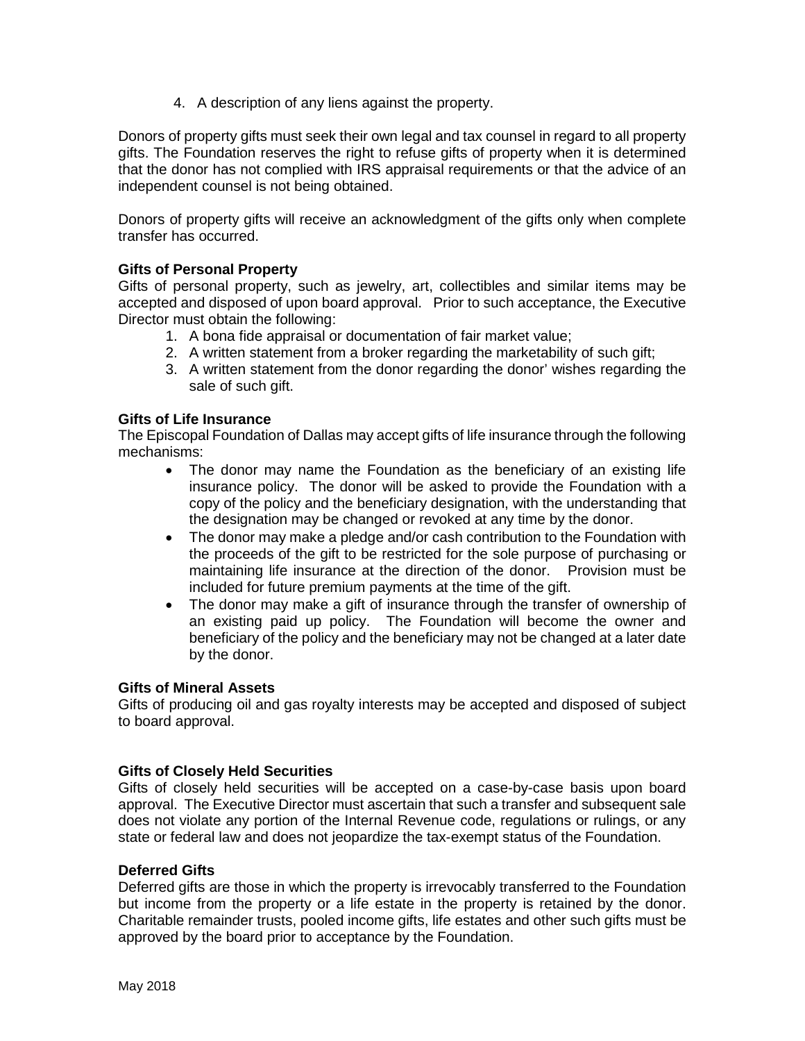4. A description of any liens against the property.

Donors of property gifts must seek their own legal and tax counsel in regard to all property gifts. The Foundation reserves the right to refuse gifts of property when it is determined that the donor has not complied with IRS appraisal requirements or that the advice of an independent counsel is not being obtained.

Donors of property gifts will receive an acknowledgment of the gifts only when complete transfer has occurred.

**Gifts of Personal Property**

Gifts of personal property, such as jewelry, art, collectibles and similar items may be accepted and disposed of upon board approval. Prior to such acceptance, the Executive Director must obtain the following:

1. A bona fide appraisal or documentation of fair market value;
2. A written statement from a broker regarding the marketability of such gift;
3. A written statement from the donor regarding the donor' wishes regarding the sale of such gift.

**Gifts of Life Insurance**

The Episcopal Foundation of Dallas may accept gifts of life insurance through the following mechanisms:

- The donor may name the Foundation as the beneficiary of an existing life insurance policy. The donor will be asked to provide the Foundation with a copy of the policy and the beneficiary designation, with the understanding that the designation may be changed or revoked at any time by the donor.
- The donor may make a pledge and/or cash contribution to the Foundation with the proceeds of the gift to be restricted for the sole purpose of purchasing or maintaining life insurance at the direction of the donor. Provision must be included for future premium payments at the time of the gift.
- The donor may make a gift of insurance through the transfer of ownership of an existing paid up policy. The Foundation will become the owner and beneficiary of the policy and the beneficiary may not be changed at a later date by the donor.

**Gifts of Mineral Assets**

Gifts of producing oil and gas royalty interests may be accepted and disposed of subject to board approval.

**Gifts of Closely Held Securities**

Gifts of closely held securities will be accepted on a case-by-case basis upon board approval. The Executive Director must ascertain that such a transfer and subsequent sale does not violate any portion of the Internal Revenue code, regulations or rulings, or any state or federal law and does not jeopardize the tax-exempt status of the Foundation.

**Deferred Gifts**

Deferred gifts are those in which the property is irrevocably transferred to the Foundation but income from the property or a life estate in the property is retained by the donor. Charitable remainder trusts, pooled income gifts, life estates and other such gifts must be approved by the board prior to acceptance by the Foundation.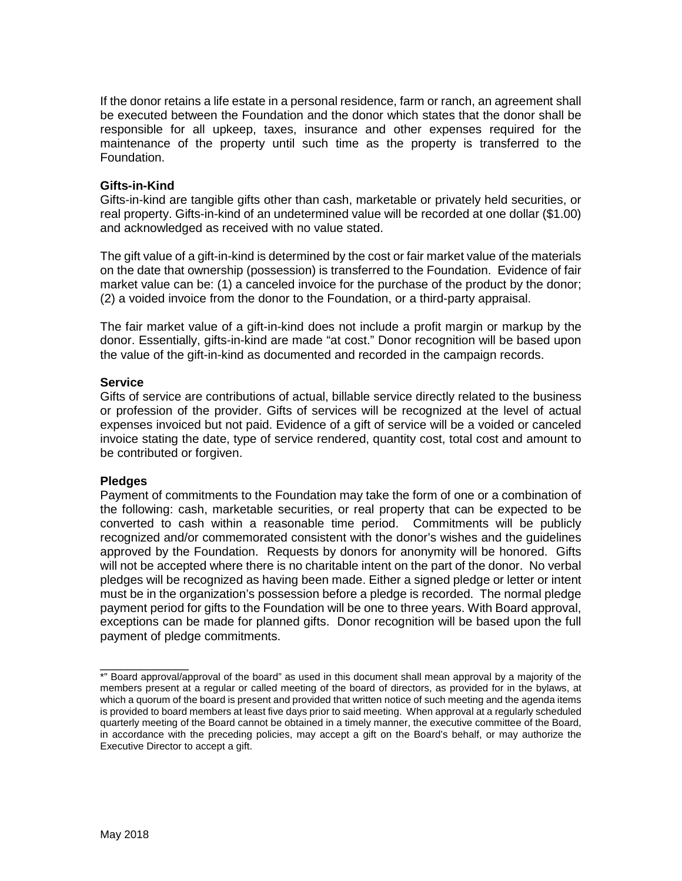If the donor retains a life estate in a personal residence, farm or ranch, an agreement shall be executed between the Foundation and the donor which states that the donor shall be responsible for all upkeep, taxes, insurance and other expenses required for the maintenance of the property until such time as the property is transferred to the Foundation.

**Gifts-in-Kind**

Gifts-in-kind are tangible gifts other than cash, marketable or privately held securities, or real property. Gifts-in-kind of an undetermined value will be recorded at one dollar ($1.00) and acknowledged as received with no value stated.

The gift value of a gift-in-kind is determined by the cost or fair market value of the materials on the date that ownership (possession) is transferred to the Foundation. Evidence of fair market value can be: (1) a canceled invoice for the purchase of the product by the donor; (2) a voided invoice from the donor to the Foundation, or a third-party appraisal.

The fair market value of a gift-in-kind does not include a profit margin or markup by the donor. Essentially, gifts-in-kind are made "at cost." Donor recognition will be based upon the value of the gift-in-kind as documented and recorded in the campaign records.

**Service**

Gifts of service are contributions of actual, billable service directly related to the business or profession of the provider. Gifts of services will be recognized at the level of actual expenses invoiced but not paid. Evidence of a gift of service will be a voided or canceled invoice stating the date, type of service rendered, quantity cost, total cost and amount to be contributed or forgiven.

**Pledges**

Payment of commitments to the Foundation may take the form of one or a combination of the following: cash, marketable securities, or real property that can be expected to be converted to cash within a reasonable time period. Commitments will be publicly recognized and/or commemorated consistent with the donor's wishes and the guidelines approved by the Foundation. Requests by donors for anonymity will be honored. Gifts will not be accepted where there is no charitable intent on the part of the donor. No verbal pledges will be recognized as having been made. Either a signed pledge or letter or intent must be in the organization's possession before a pledge is recorded. The normal pledge payment period for gifts to the Foundation will be one to three years. With Board approval, exceptions can be made for planned gifts. Donor recognition will be based upon the full payment of pledge commitments.

---

*" Board approval/approval of the board" as used in this document shall mean approval by a majority of the members present at a regular or called meeting of the board of directors, as provided for in the bylaws, at which a quorum of the board is present and provided that written notice of such meeting and the agenda items is provided to board members at least five days prior to said meeting. When approval at a regularly scheduled quarterly meeting of the Board cannot be obtained in a timely manner, the executive committee of the Board, in accordance with the preceding policies, may accept a gift on the Board's behalf, or may authorize the Executive Director to accept a gift.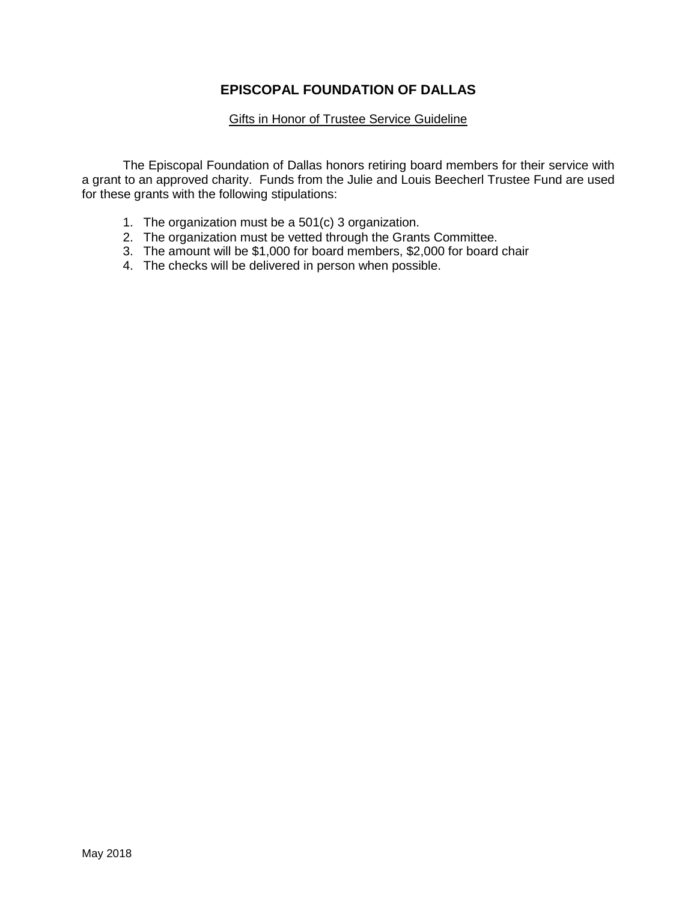# EPISCOPAL FOUNDATION OF DALLAS

Gifts in Honor of Trustee Service Guideline

The Episcopal Foundation of Dallas honors retiring board members for their service with a grant to an approved charity. Funds from the Julie and Louis Beecherl Trustee Fund are used for these grants with the following stipulations:

1. The organization must be a 501(c) 3 organization.
2. The organization must be vetted through the Grants Committee.
3. The amount will be $1,000 for board members, $2,000 for board chair
4. The checks will be delivered in person when possible.

May 2018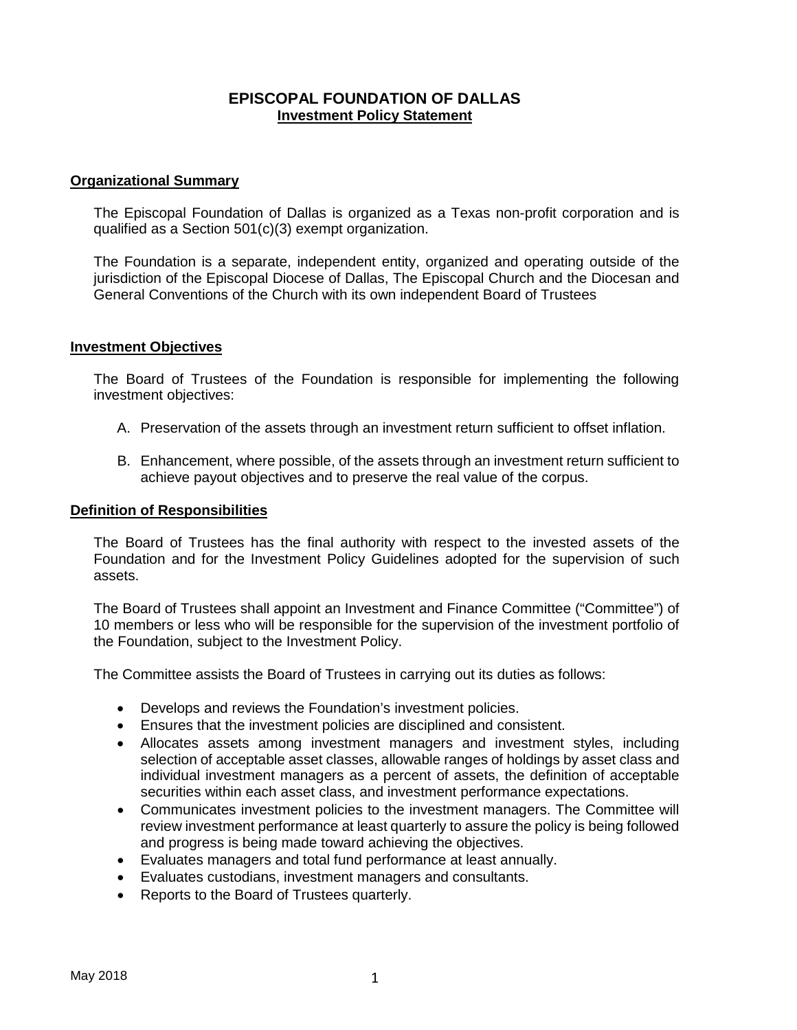# EPISCOPAL FOUNDATION OF DALLAS

## Investment Policy Statement

### Organizational Summary

The Episcopal Foundation of Dallas is organized as a Texas non-profit corporation and is qualified as a Section 501(c)(3) exempt organization.

The Foundation is a separate, independent entity, organized and operating outside of the jurisdiction of the Episcopal Diocese of Dallas, The Episcopal Church and the Diocesan and General Conventions of the Church with its own independent Board of Trustees

### Investment Objectives

The Board of Trustees of the Foundation is responsible for implementing the following investment objectives:

A. Preservation of the assets through an investment return sufficient to offset inflation.

B. Enhancement, where possible, of the assets through an investment return sufficient to achieve payout objectives and to preserve the real value of the corpus.

### Definition of Responsibilities

The Board of Trustees has the final authority with respect to the invested assets of the Foundation and for the Investment Policy Guidelines adopted for the supervision of such assets.

The Board of Trustees shall appoint an Investment and Finance Committee ("Committee") of 10 members or less who will be responsible for the supervision of the investment portfolio of the Foundation, subject to the Investment Policy.

The Committee assists the Board of Trustees in carrying out its duties as follows:

- Develops and reviews the Foundation's investment policies.
- Ensures that the investment policies are disciplined and consistent.
- Allocates assets among investment managers and investment styles, including selection of acceptable asset classes, allowable ranges of holdings by asset class and individual investment managers as a percent of assets, the definition of acceptable securities within each asset class, and investment performance expectations.
- Communicates investment policies to the investment managers. The Committee will review investment performance at least quarterly to assure the policy is being followed and progress is being made toward achieving the objectives.
- Evaluates managers and total fund performance at least annually.
- Evaluates custodians, investment managers and consultants.
- Reports to the Board of Trustees quarterly.

May 2018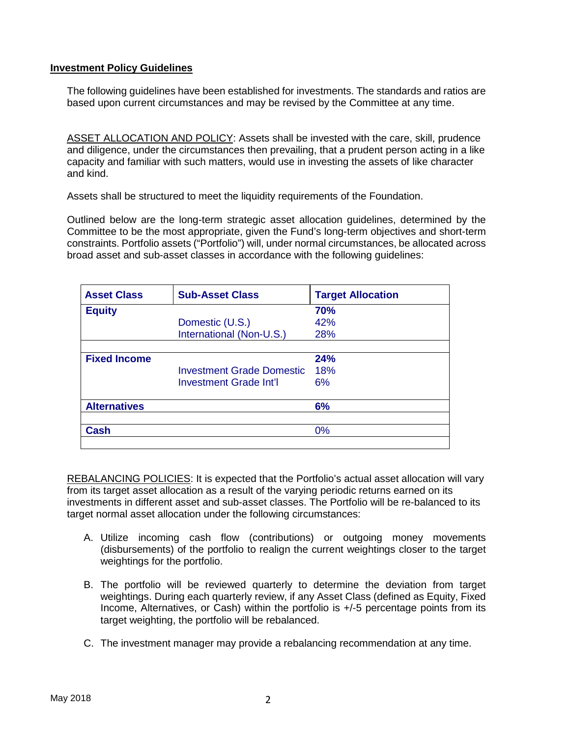## Investment Policy Guidelines

The following guidelines have been established for investments. The standards and ratios are based upon current circumstances and may be revised by the Committee at any time.

ASSET ALLOCATION AND POLICY: Assets shall be invested with the care, skill, prudence and diligence, under the circumstances then prevailing, that a prudent person acting in a like capacity and familiar with such matters, would use in investing the assets of like character and kind.

Assets shall be structured to meet the liquidity requirements of the Foundation.

Outlined below are the long-term strategic asset allocation guidelines, determined by the Committee to be the most appropriate, given the Fund's long-term objectives and short-term constraints. Portfolio assets ("Portfolio") will, under normal circumstances, be allocated across broad asset and sub-asset classes in accordance with the following guidelines:

| Asset Class | Sub-Asset Class | Target Allocation |
|---|---|---|
| **Equity** | | **70%** |
| | Domestic (U.S.) | 42% |
| | International (Non-U.S.) | 28% |
| **Fixed Income** | | **24%** |
| | Investment Grade Domestic | 18% |
| | Investment Grade Int'l | 6% |
| **Alternatives** | | **6%** |
| **Cash** | | 0% |

REBALANCING POLICIES: It is expected that the Portfolio's actual asset allocation will vary from its target asset allocation as a result of the varying periodic returns earned on its investments in different asset and sub-asset classes. The Portfolio will be re-balanced to its target normal asset allocation under the following circumstances:

A. Utilize incoming cash flow (contributions) or outgoing money movements (disbursements) of the portfolio to realign the current weightings closer to the target weightings for the portfolio.

B. The portfolio will be reviewed quarterly to determine the deviation from target weightings. During each quarterly review, if any Asset Class (defined as Equity, Fixed Income, Alternatives, or Cash) within the portfolio is +/-5 percentage points from its target weighting, the portfolio will be rebalanced.

C. The investment manager may provide a rebalancing recommendation at any time.

May 2018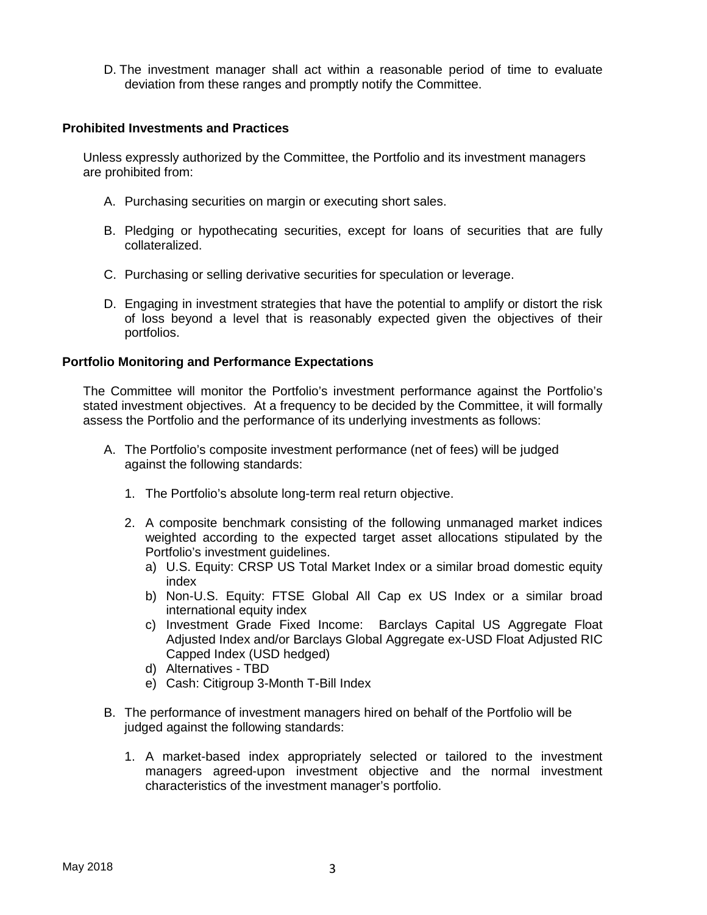D. The investment manager shall act within a reasonable period of time to evaluate deviation from these ranges and promptly notify the Committee.

**Prohibited Investments and Practices**

Unless expressly authorized by the Committee, the Portfolio and its investment managers are prohibited from:

A. Purchasing securities on margin or executing short sales.

B. Pledging or hypothecating securities, except for loans of securities that are fully collateralized.

C. Purchasing or selling derivative securities for speculation or leverage.

D. Engaging in investment strategies that have the potential to amplify or distort the risk of loss beyond a level that is reasonably expected given the objectives of their portfolios.

**Portfolio Monitoring and Performance Expectations**

The Committee will monitor the Portfolio's investment performance against the Portfolio's stated investment objectives. At a frequency to be decided by the Committee, it will formally assess the Portfolio and the performance of its underlying investments as follows:

A. The Portfolio's composite investment performance (net of fees) will be judged against the following standards:

   1. The Portfolio's absolute long-term real return objective.

   2. A composite benchmark consisting of the following unmanaged market indices weighted according to the expected target asset allocations stipulated by the Portfolio's investment guidelines.
      a) U.S. Equity: CRSP US Total Market Index or a similar broad domestic equity index
      b) Non-U.S. Equity: FTSE Global All Cap ex US Index or a similar broad international equity index
      c) Investment Grade Fixed Income: Barclays Capital US Aggregate Float Adjusted Index and/or Barclays Global Aggregate ex-USD Float Adjusted RIC Capped Index (USD hedged)
      d) Alternatives - TBD
      e) Cash: Citigroup 3-Month T-Bill Index

B. The performance of investment managers hired on behalf of the Portfolio will be judged against the following standards:

   1. A market-based index appropriately selected or tailored to the investment managers agreed-upon investment objective and the normal investment characteristics of the investment manager's portfolio.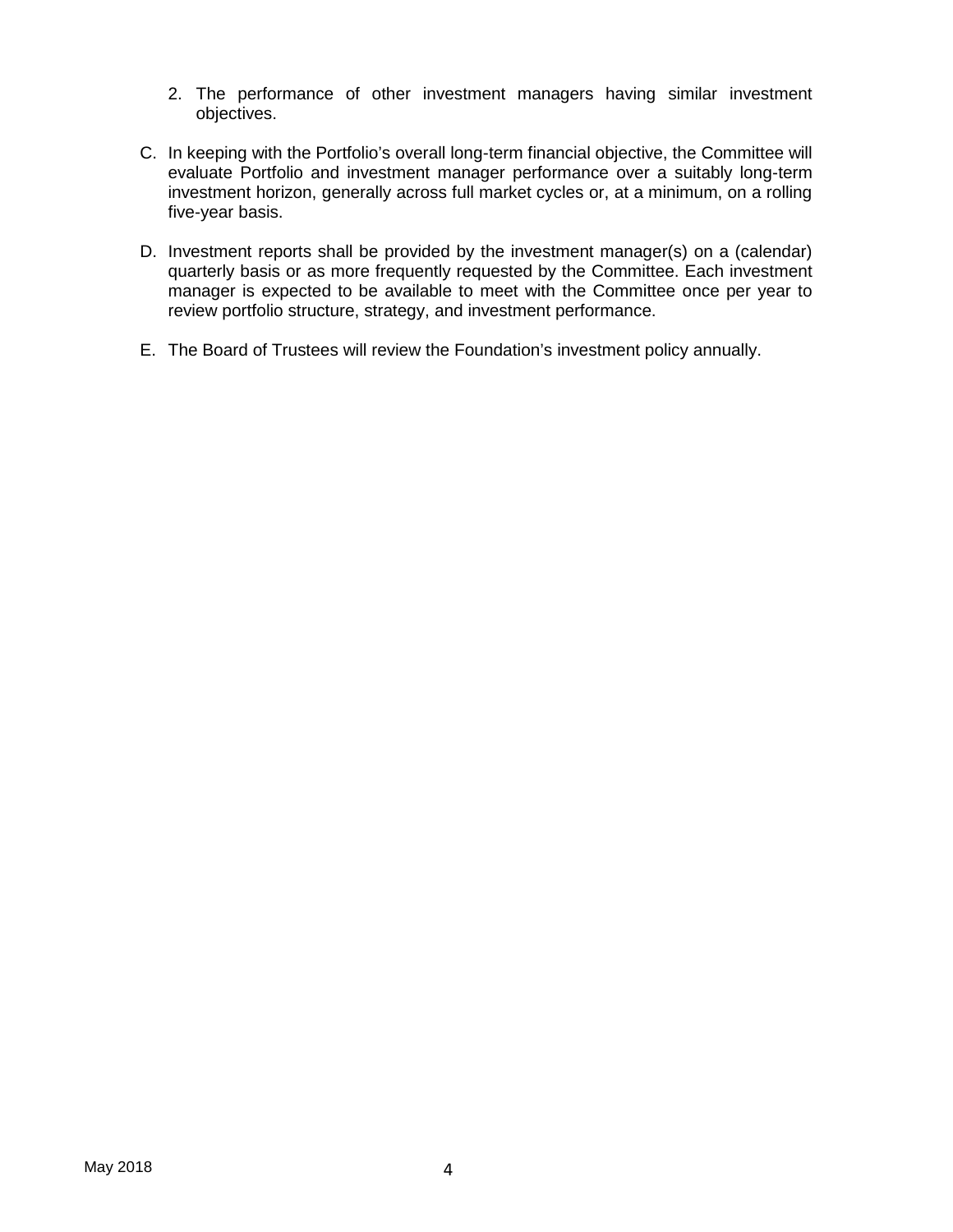2. The performance of other investment managers having similar investment objectives.

C. In keeping with the Portfolio's overall long-term financial objective, the Committee will evaluate Portfolio and investment manager performance over a suitably long-term investment horizon, generally across full market cycles or, at a minimum, on a rolling five-year basis.

D. Investment reports shall be provided by the investment manager(s) on a (calendar) quarterly basis or as more frequently requested by the Committee. Each investment manager is expected to be available to meet with the Committee once per year to review portfolio structure, strategy, and investment performance.

E. The Board of Trustees will review the Foundation's investment policy annually.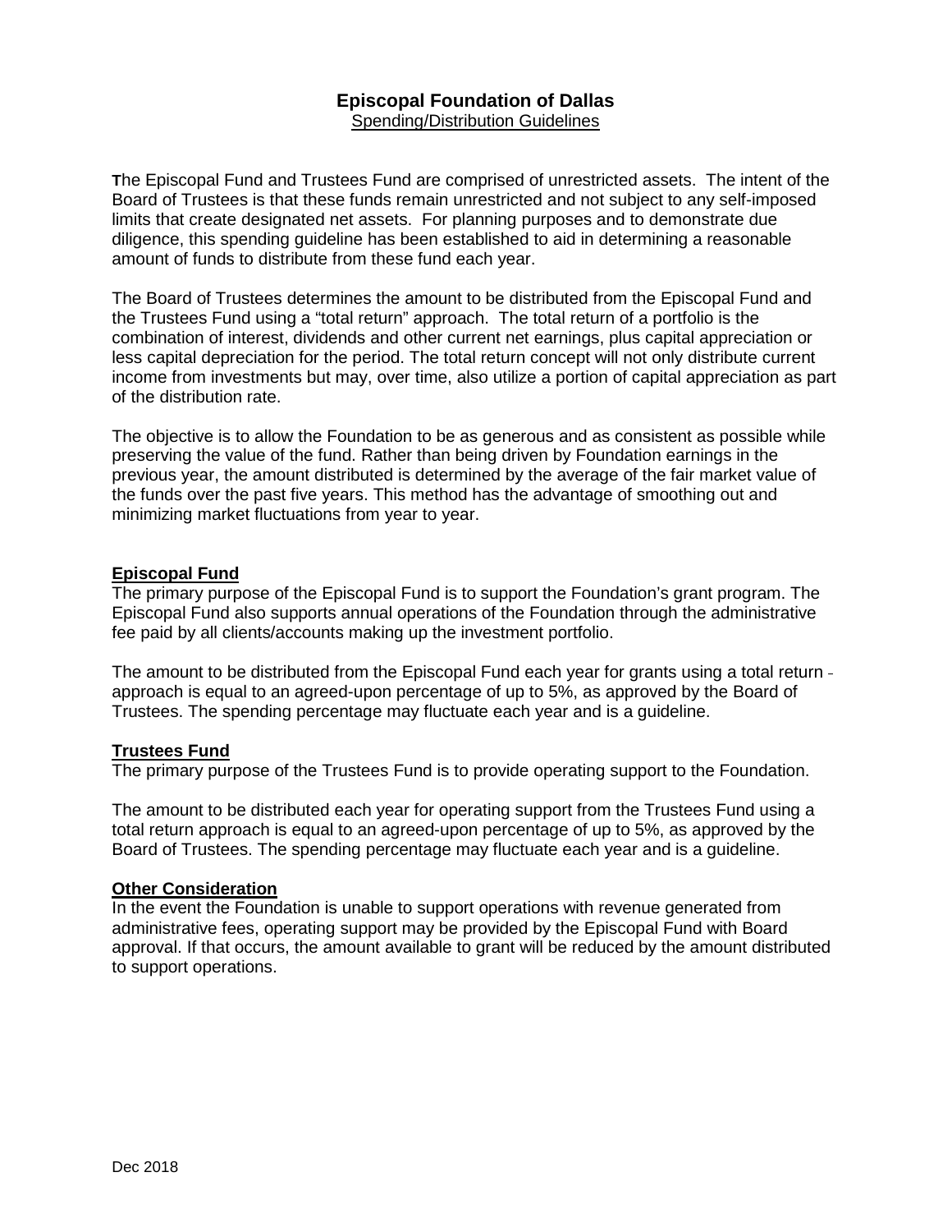# Episcopal Foundation of Dallas

Spending/Distribution Guidelines

The Episcopal Fund and Trustees Fund are comprised of unrestricted assets. The intent of the Board of Trustees is that these funds remain unrestricted and not subject to any self-imposed limits that create designated net assets. For planning purposes and to demonstrate due diligence, this spending guideline has been established to aid in determining a reasonable amount of funds to distribute from these fund each year.

The Board of Trustees determines the amount to be distributed from the Episcopal Fund and the Trustees Fund using a "total return" approach. The total return of a portfolio is the combination of interest, dividends and other current net earnings, plus capital appreciation or less capital depreciation for the period. The total return concept will not only distribute current income from investments but may, over time, also utilize a portion of capital appreciation as part of the distribution rate.

The objective is to allow the Foundation to be as generous and as consistent as possible while preserving the value of the fund. Rather than being driven by Foundation earnings in the previous year, the amount distributed is determined by the average of the fair market value of the funds over the past five years. This method has the advantage of smoothing out and minimizing market fluctuations from year to year.

## Episcopal Fund

The primary purpose of the Episcopal Fund is to support the Foundation's grant program. The Episcopal Fund also supports annual operations of the Foundation through the administrative fee paid by all clients/accounts making up the investment portfolio.

The amount to be distributed from the Episcopal Fund each year for grants using a total return approach is equal to an agreed-upon percentage of up to 5%, as approved by the Board of Trustees. The spending percentage may fluctuate each year and is a guideline.

## Trustees Fund

The primary purpose of the Trustees Fund is to provide operating support to the Foundation.

The amount to be distributed each year for operating support from the Trustees Fund using a total return approach is equal to an agreed-upon percentage of up to 5%, as approved by the Board of Trustees. The spending percentage may fluctuate each year and is a guideline.

## Other Consideration

In the event the Foundation is unable to support operations with revenue generated from administrative fees, operating support may be provided by the Episcopal Fund with Board approval. If that occurs, the amount available to grant will be reduced by the amount distributed to support operations.

Dec 2018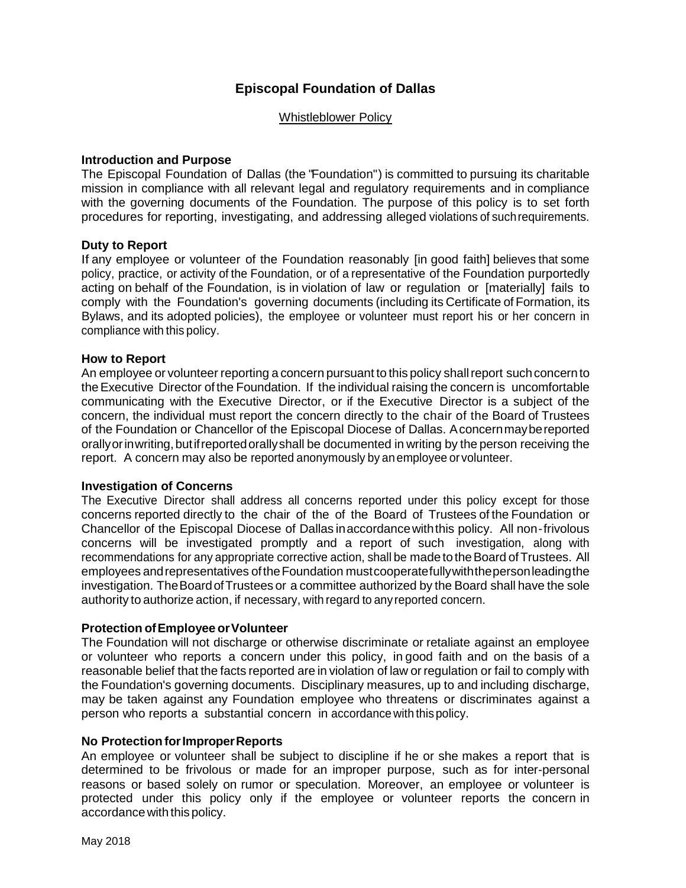# Episcopal Foundation of Dallas

## Whistleblower Policy

### Introduction and Purpose

The Episcopal Foundation of Dallas (the "Foundation") is committed to pursuing its charitable mission in compliance with all relevant legal and regulatory requirements and in compliance with the governing documents of the Foundation. The purpose of this policy is to set forth procedures for reporting, investigating, and addressing alleged violations of such requirements.

### Duty to Report

If any employee or volunteer of the Foundation reasonably [in good faith] believes that some policy, practice, or activity of the Foundation, or of a representative of the Foundation purportedly acting on behalf of the Foundation, is in violation of law or regulation or [materially] fails to comply with the Foundation's governing documents (including its Certificate of Formation, its Bylaws, and its adopted policies), the employee or volunteer must report his or her concern in compliance with this policy.

### How to Report

An employee or volunteer reporting a concern pursuant to this policy shall report such concern to the Executive Director of the Foundation. If the individual raising the concern is uncomfortable communicating with the Executive Director, or if the Executive Director is a subject of the concern, the individual must report the concern directly to the chair of the Board of Trustees of the Foundation or Chancellor of the Episcopal Diocese of Dallas. A concern may be reported orally or in writing, but if reported orally shall be documented in writing by the person receiving the report. A concern may also be reported anonymously by an employee or volunteer.

### Investigation of Concerns

The Executive Director shall address all concerns reported under this policy except for those concerns reported directly to the chair of the of the Board of Trustees of the Foundation or Chancellor of the Episcopal Diocese of Dallas in accordance with this policy. All non-frivolous concerns will be investigated promptly and a report of such investigation, along with recommendations for any appropriate corrective action, shall be made to the Board of Trustees. All employees and representatives of the Foundation must cooperate fully with the person leading the investigation. The Board of Trustees or a committee authorized by the Board shall have the sole authority to authorize action, if necessary, with regard to any reported concern.

### Protection of Employee or Volunteer

The Foundation will not discharge or otherwise discriminate or retaliate against an employee or volunteer who reports a concern under this policy, in good faith and on the basis of a reasonable belief that the facts reported are in violation of law or regulation or fail to comply with the Foundation's governing documents. Disciplinary measures, up to and including discharge, may be taken against any Foundation employee who threatens or discriminates against a person who reports a substantial concern in accordance with this policy.

### No Protection for Improper Reports

An employee or volunteer shall be subject to discipline if he or she makes a report that is determined to be frivolous or made for an improper purpose, such as for inter-personal reasons or based solely on rumor or speculation. Moreover, an employee or volunteer is protected under this policy only if the employee or volunteer reports the concern in accordance with this policy.

May 2018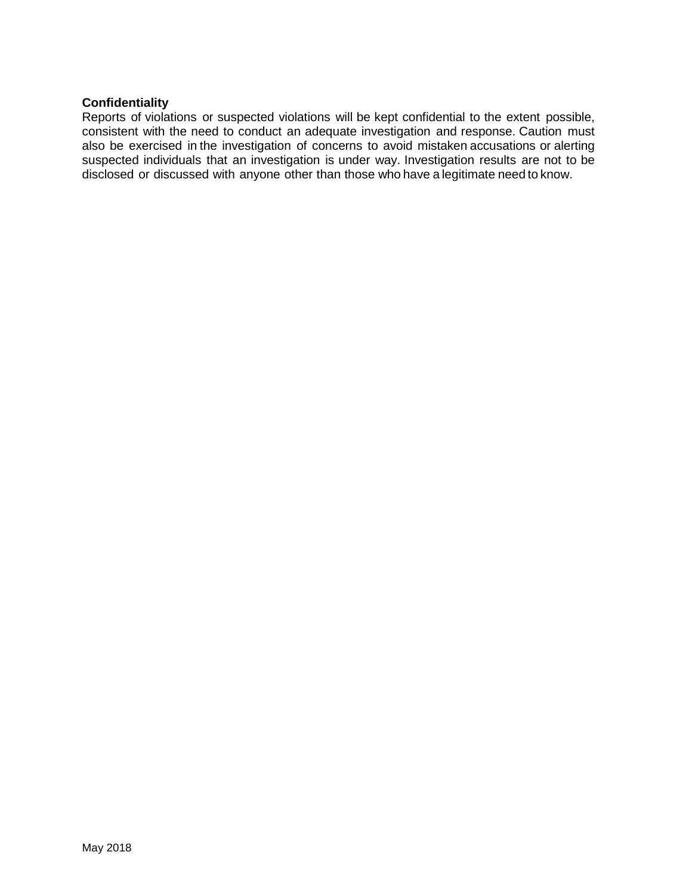**Confidentiality**

Reports of violations or suspected violations will be kept confidential to the extent possible, consistent with the need to conduct an adequate investigation and response. Caution must also be exercised in the investigation of concerns to avoid mistaken accusations or alerting suspected individuals that an investigation is under way. Investigation results are not to be disclosed or discussed with anyone other than those who have a legitimate need to know.